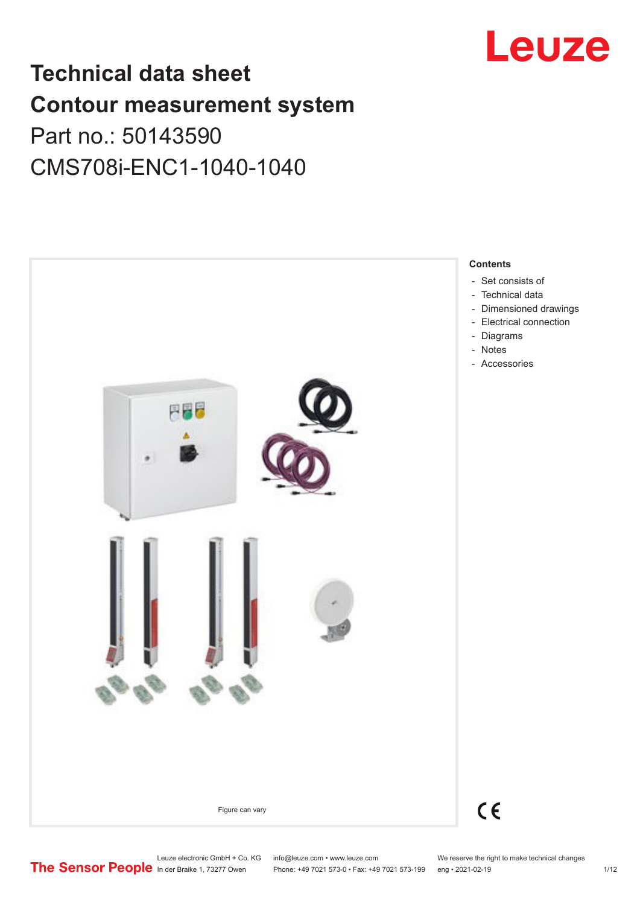# Technical data sheet
# Contour measurement system
## Part no.: 50143590
## CMS708i-ENC1-1040-1040

Leuze

Figure can vary

**Contents**

- Set consists of
- Technical data
- Dimensioned drawings
- Electrical connection
- Diagrams
- Notes
- Accessories

CE

The Sensor People

Leuze electronic GmbH + Co. KG
In der Braike 1, 73277 Owen

info@leuze.com • www.leuze.com
Phone: +49 7021 573-0 • Fax: +49 7021 573-199

We reserve the right to make technical changes
eng • 2021-02-19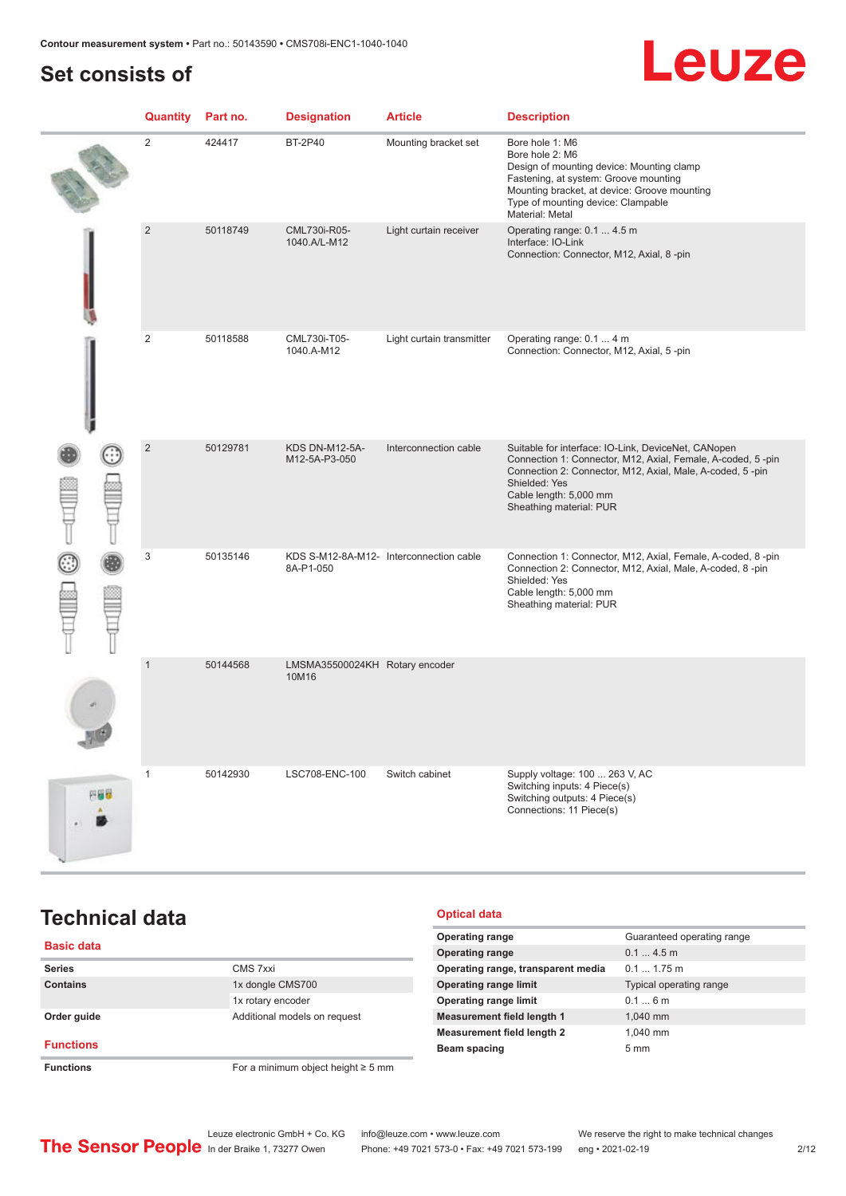## Set consists of

| Quantity | Part no. | Designation | Article | Description |
|---|---|---|---|---|
| 2 | 424417 | BT-2P40 | Mounting bracket set | Bore hole 1: M6<br>Bore hole 2: M6<br>Design of mounting device: Mounting clamp<br>Fastening, at system: Groove mounting<br>Mounting bracket, at device: Groove mounting<br>Type of mounting device: Clampable<br>Material: Metal |
| 2 | 50118749 | CML730i-R05-1040.A/L-M12 | Light curtain receiver | Operating range: 0.1 ... 4.5 m<br>Interface: IO-Link<br>Connection: Connector, M12, Axial, 8 -pin |
| 2 | 50118588 | CML730i-T05-1040.A-M12 | Light curtain transmitter | Operating range: 0.1 ... 4 m<br>Connection: Connector, M12, Axial, 5 -pin |
| 2 | 50129781 | KDS DN-M12-5A-M12-5A-P3-050 | Interconnection cable | Suitable for interface: IO-Link, DeviceNet, CANopen<br>Connection 1: Connector, M12, Axial, Female, A-coded, 5 -pin<br>Connection 2: Connector, M12, Axial, Male, A-coded, 5 -pin<br>Shielded: Yes<br>Cable length: 5,000 mm<br>Sheathing material: PUR |
| 3 | 50135146 | KDS S-M12-8A-M12-8A-P1-050 | Interconnection cable | Connection 1: Connector, M12, Axial, Female, A-coded, 8 -pin<br>Connection 2: Connector, M12, Axial, Male, A-coded, 8 -pin<br>Shielded: Yes<br>Cable length: 5,000 mm<br>Sheathing material: PUR |
| 1 | 50144568 | LMSMA35500024KH10M16 | Rotary encoder | |
| 1 | 50142930 | LSC708-ENC-100 | Switch cabinet | Supply voltage: 100 ... 263 V, AC<br>Switching inputs: 4 Piece(s)<br>Switching outputs: 4 Piece(s)<br>Connections: 11 Piece(s) |

## Technical data

### Basic data

| | |
|---|---|
| **Series** | CMS 7xxi |
| **Contains** | 1x dongle CMS700 |
| | 1x rotary encoder |
| **Order guide** | Additional models on request |

### Functions

| | |
|---|---|
| **Functions** | For a minimum object height ≥ 5 mm |

### Optical data

| | |
|---|---|
| **Operating range** | Guaranteed operating range |
| **Operating range** | 0.1 ... 4.5 m |
| **Operating range, transparent media** | 0.1 ... 1.75 m |
| **Operating range limit** | Typical operating range |
| **Operating range limit** | 0.1 ... 6 m |
| **Measurement field length 1** | 1,040 mm |
| **Measurement field length 2** | 1,040 mm |
| **Beam spacing** | 5 mm |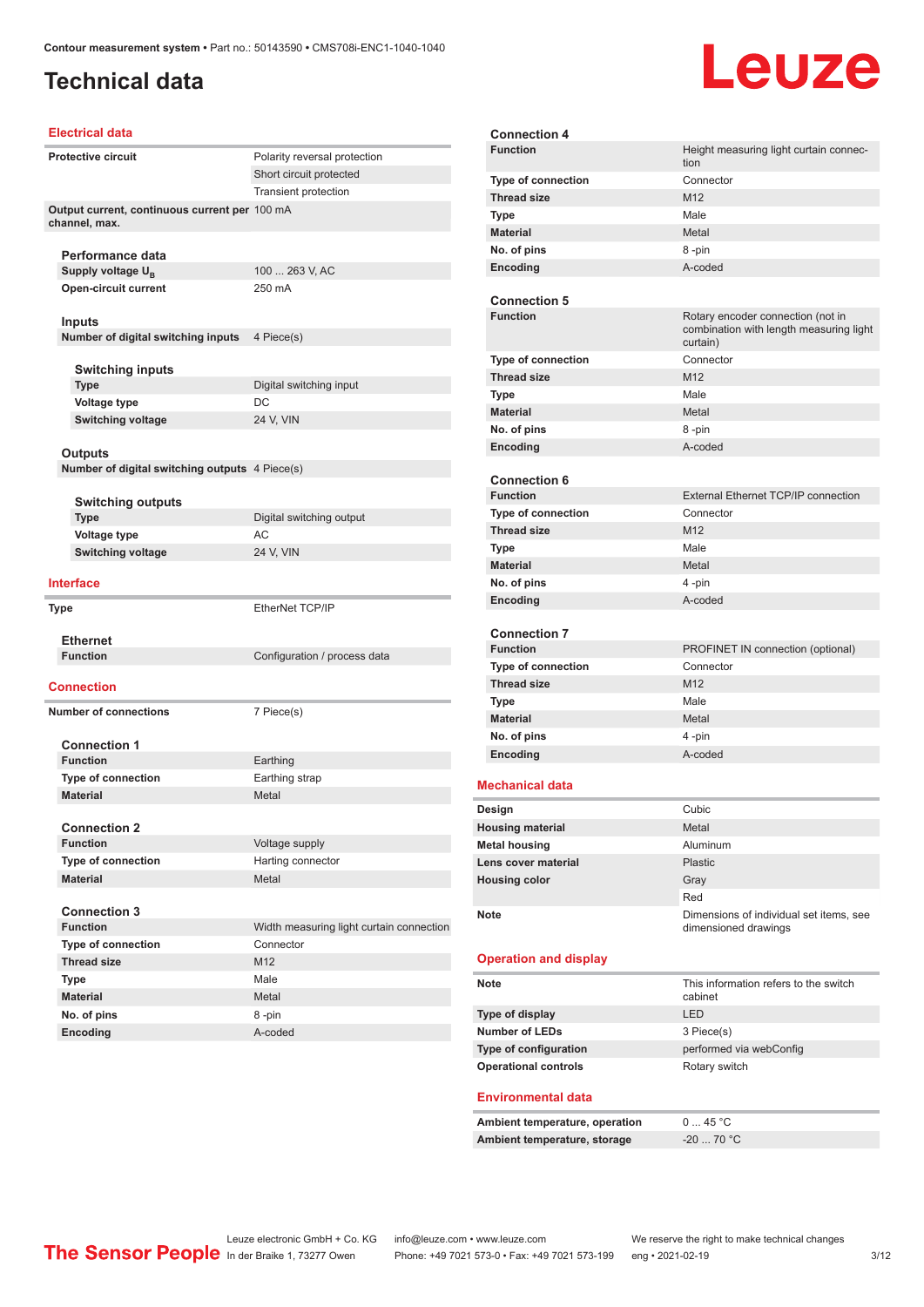Contour measurement system • Part no.: 50143590 • CMS708i-ENC1-1040-1040

# Technical data

## Electrical data

| | |
|---|---|
| **Protective circuit** | Polarity reversal protection |
| | Short circuit protected |
| | Transient protection |
| **Output current, continuous current per channel, max.** | 100 mA |

### Performance data

| | |
|---|---|
| **Supply voltage $U_B$** | 100 ... 263 V, AC |
| **Open-circuit current** | 250 mA |

### Inputs

| | |
|---|---|
| **Number of digital switching inputs** | 4 Piece(s) |

#### Switching inputs

| | |
|---|---|
| **Type** | Digital switching input |
| **Voltage type** | DC |
| **Switching voltage** | 24 V, VIN |

### Outputs

| | |
|---|---|
| **Number of digital switching outputs** | 4 Piece(s) |

#### Switching outputs

| | |
|---|---|
| **Type** | Digital switching output |
| **Voltage type** | AC |
| **Switching voltage** | 24 V, VIN |

## Interface

| | |
|---|---|
| **Type** | EtherNet TCP/IP |

### Ethernet

| | |
|---|---|
| **Function** | Configuration / process data |

## Connection

| | |
|---|---|
| **Number of connections** | 7 Piece(s) |

### Connection 1

| | |
|---|---|
| **Function** | Earthing |
| **Type of connection** | Earthing strap |
| **Material** | Metal |

### Connection 2

| | |
|---|---|
| **Function** | Voltage supply |
| **Type of connection** | Harting connector |
| **Material** | Metal |

### Connection 3

| | |
|---|---|
| **Function** | Width measuring light curtain connection |
| **Type of connection** | Connector |
| **Thread size** | M12 |
| **Type** | Male |
| **Material** | Metal |
| **No. of pins** | 8 -pin |
| **Encoding** | A-coded |

### Connection 4

| | |
|---|---|
| **Function** | Height measuring light curtain connection |
| **Type of connection** | Connector |
| **Thread size** | M12 |
| **Type** | Male |
| **Material** | Metal |
| **No. of pins** | 8 -pin |
| **Encoding** | A-coded |

### Connection 5

| | |
|---|---|
| **Function** | Rotary encoder connection (not in combination with length measuring light curtain) |
| **Type of connection** | Connector |
| **Thread size** | M12 |
| **Type** | Male |
| **Material** | Metal |
| **No. of pins** | 8 -pin |
| **Encoding** | A-coded |

### Connection 6

| | |
|---|---|
| **Function** | External Ethernet TCP/IP connection |
| **Type of connection** | Connector |
| **Thread size** | M12 |
| **Type** | Male |
| **Material** | Metal |
| **No. of pins** | 4 -pin |
| **Encoding** | A-coded |

### Connection 7

| | |
|---|---|
| **Function** | PROFINET IN connection (optional) |
| **Type of connection** | Connector |
| **Thread size** | M12 |
| **Type** | Male |
| **Material** | Metal |
| **No. of pins** | 4 -pin |
| **Encoding** | A-coded |

## Mechanical data

| | |
|---|---|
| **Design** | Cubic |
| **Housing material** | Metal |
| **Metal housing** | Aluminum |
| **Lens cover material** | Plastic |
| **Housing color** | Gray |
| | Red |
| **Note** | Dimensions of individual set items, see dimensioned drawings |

## Operation and display

| | |
|---|---|
| **Note** | This information refers to the switch cabinet |
| **Type of display** | LED |
| **Number of LEDs** | 3 Piece(s) |
| **Type of configuration** | performed via webConfig |
| **Operational controls** | Rotary switch |

## Environmental data

| | |
|---|---|
| **Ambient temperature, operation** | 0 ... 45 °C |
| **Ambient temperature, storage** | -20 ... 70 °C |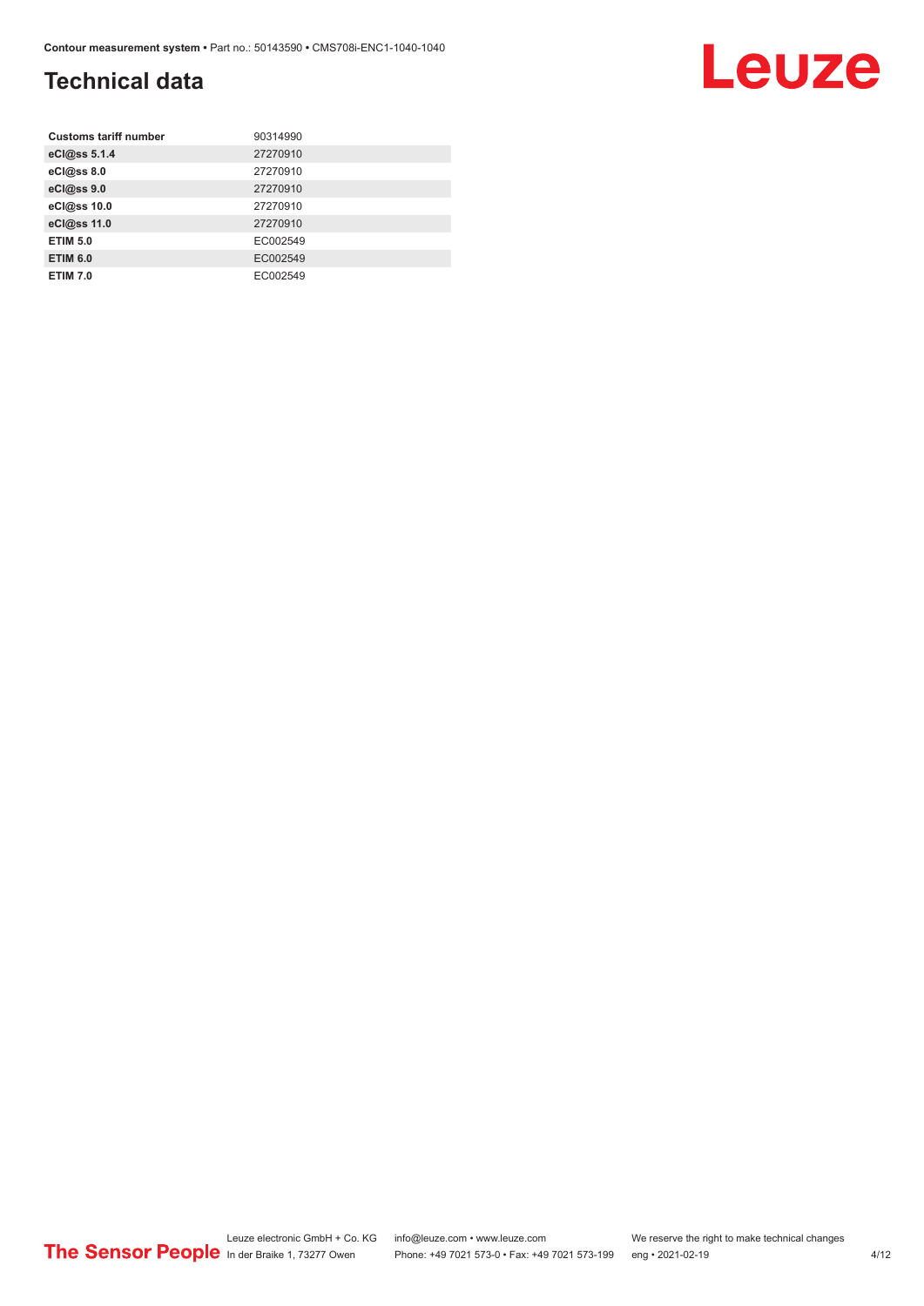## Technical data

| | |
|---|---|
| **Customs tariff number** | 90314990 |
| **eCl@ss 5.1.4** | 27270910 |
| **eCl@ss 8.0** | 27270910 |
| **eCl@ss 9.0** | 27270910 |
| **eCl@ss 10.0** | 27270910 |
| **eCl@ss 11.0** | 27270910 |
| **ETIM 5.0** | EC002549 |
| **ETIM 6.0** | EC002549 |
| **ETIM 7.0** | EC002549 |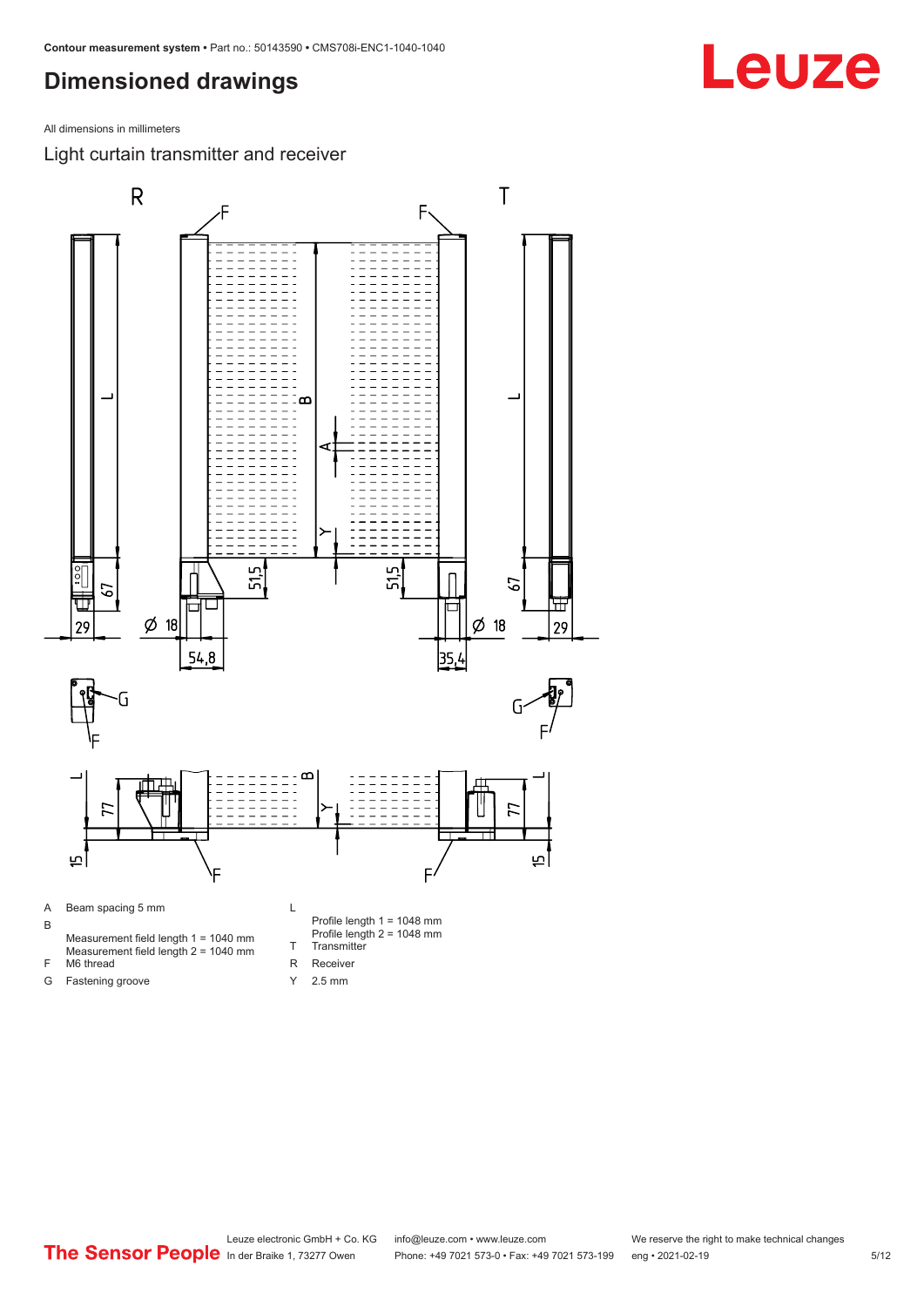# Dimensioned drawings

All dimensions in millimeters

## Light curtain transmitter and receiver

- A Beam spacing 5 mm
- B Measurement field length 1 = 1040 mm
  Measurement field length 2 = 1040 mm
- F M6 thread
- G Fastening groove
- L Profile length 1 = 1048 mm
  Profile length 2 = 1048 mm
- T Transmitter
- R Receiver
- Y 2.5 mm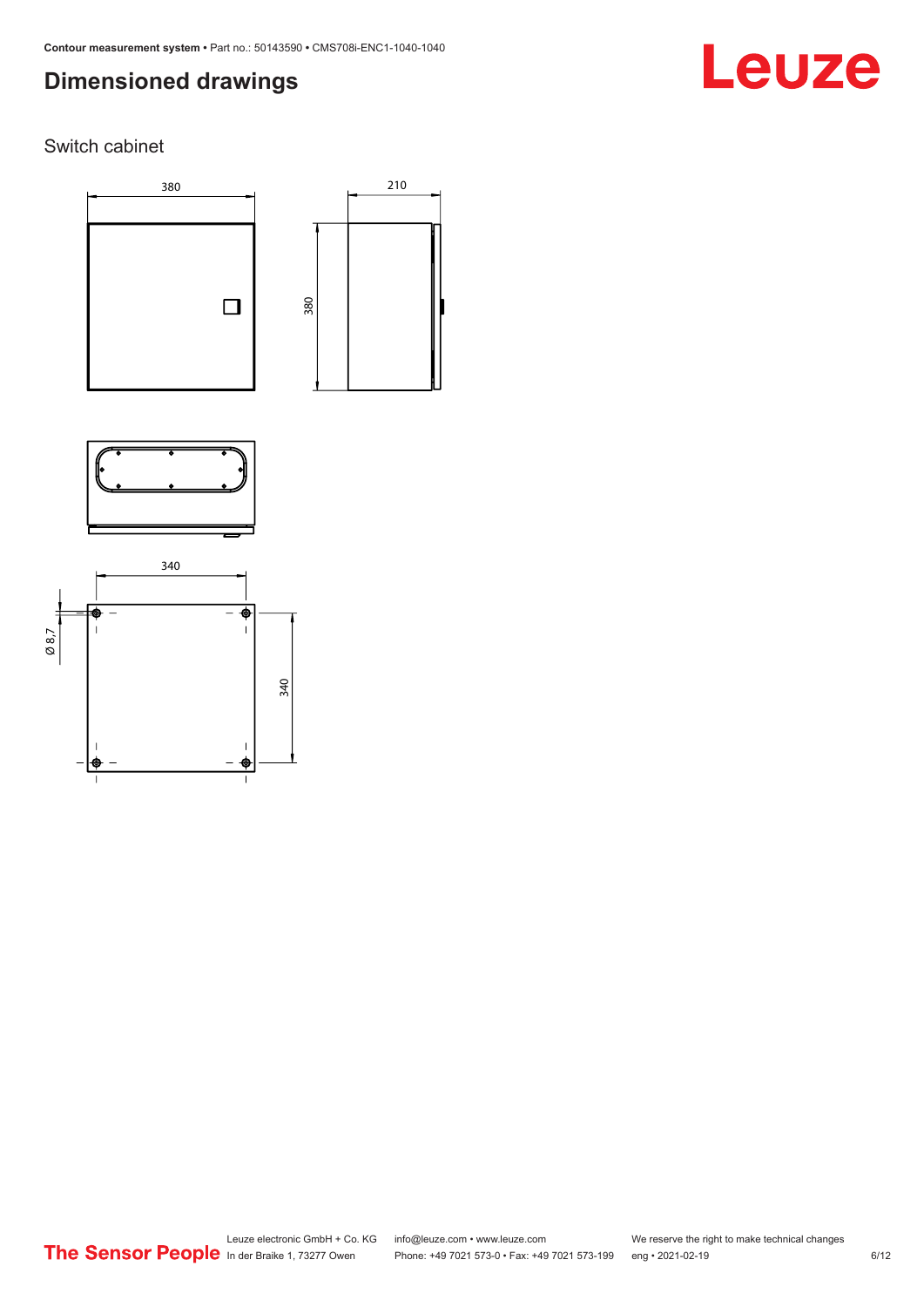# Dimensioned drawings

## Switch cabinet

380

210

380

340

Ø 8,7

340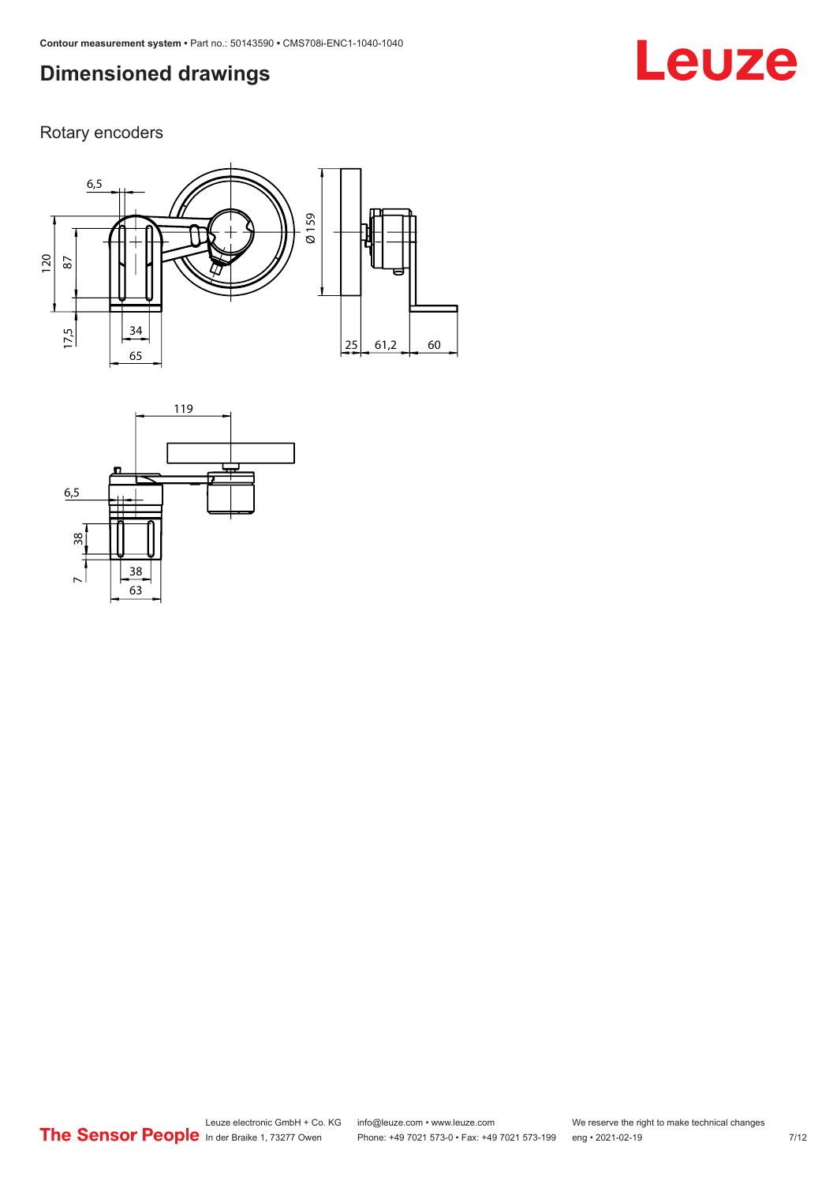## Dimensioned drawings

### Rotary encoders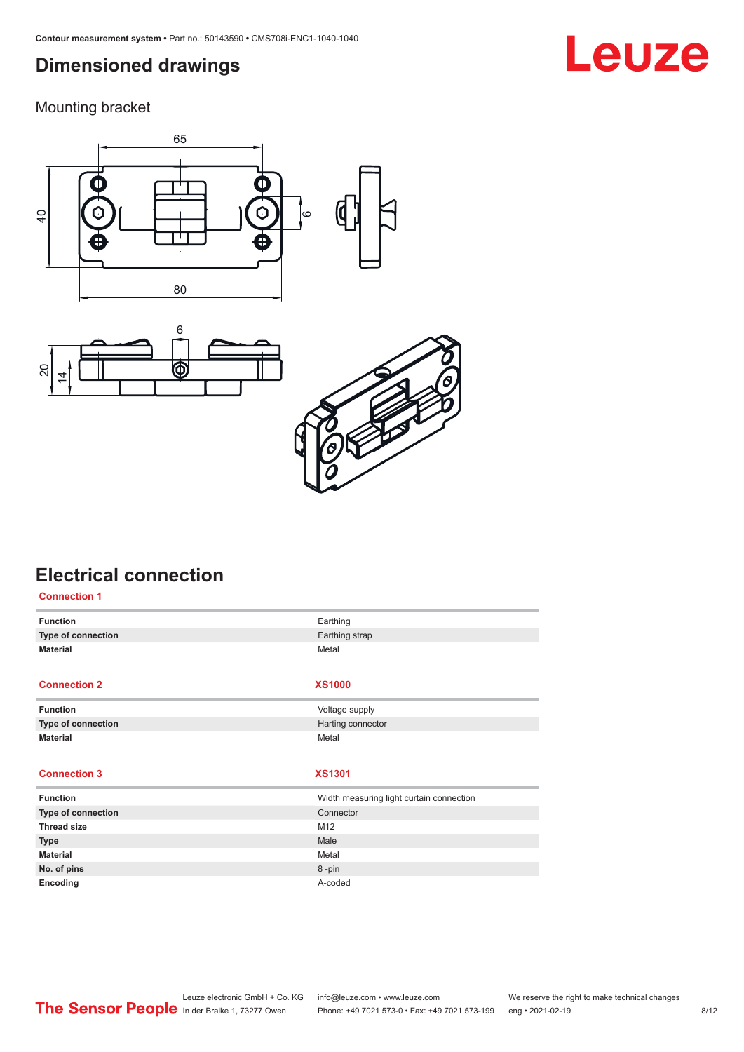## Dimensioned drawings

### Mounting bracket

## Electrical connection

**Connection 1**

| | |
|---|---|
| **Function** | Earthing |
| **Type of connection** | Earthing strap |
| **Material** | Metal |

| **Connection 2** | **XS1000** |
|---|---|
| **Function** | Voltage supply |
| **Type of connection** | Harting connector |
| **Material** | Metal |

| **Connection 3** | **XS1301** |
|---|---|
| **Function** | Width measuring light curtain connection |
| **Type of connection** | Connector |
| **Thread size** | M12 |
| **Type** | Male |
| **Material** | Metal |
| **No. of pins** | 8 -pin |
| **Encoding** | A-coded |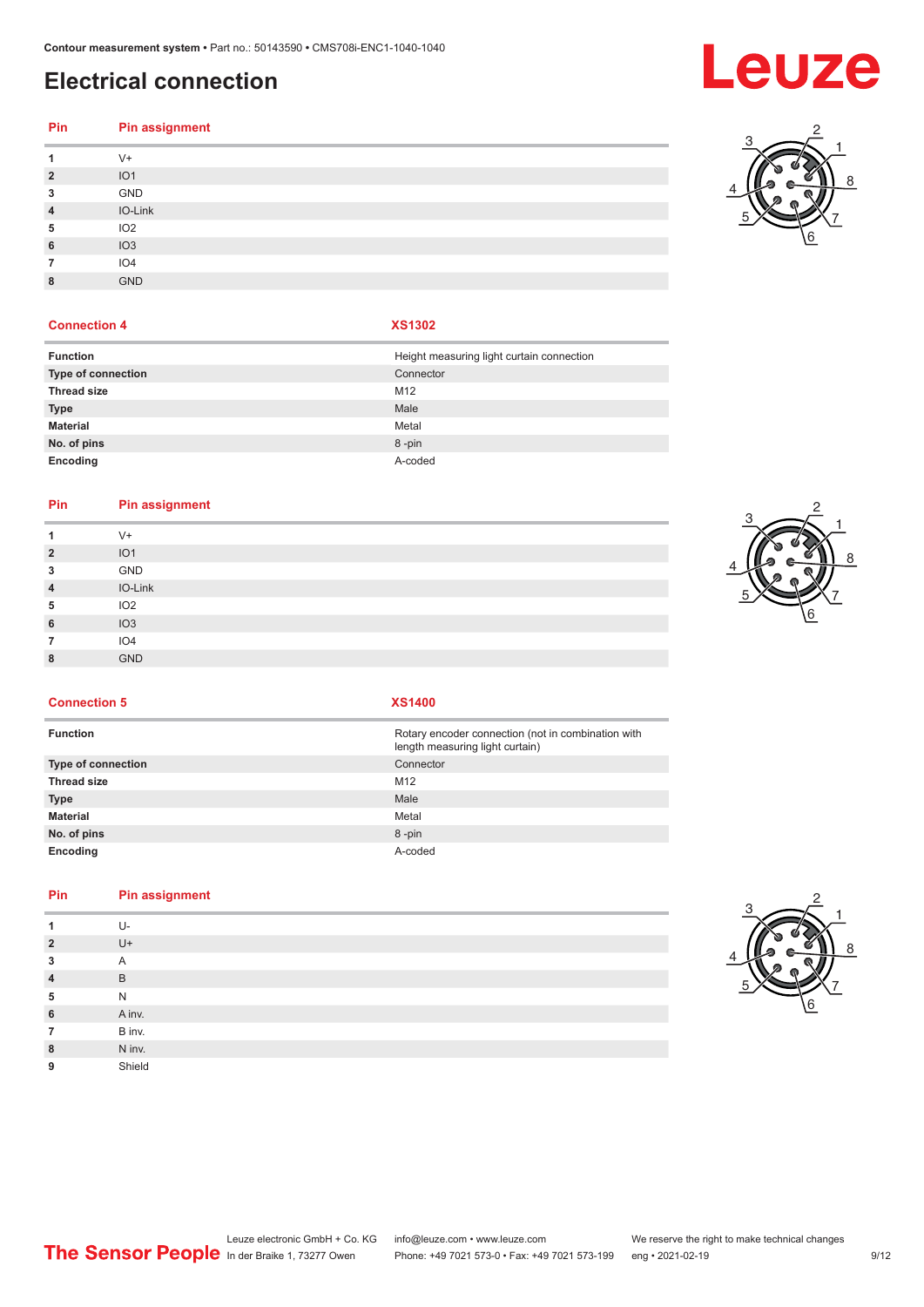# Electrical connection

| Pin | Pin assignment |
|---|---|
| 1 | V+ |
| 2 | IO1 |
| 3 | GND |
| 4 | IO-Link |
| 5 | IO2 |
| 6 | IO3 |
| 7 | IO4 |
| 8 | GND |

| Connection 4 | XS1302 |
|---|---|
| **Function** | Height measuring light curtain connection |
| **Type of connection** | Connector |
| **Thread size** | M12 |
| **Type** | Male |
| **Material** | Metal |
| **No. of pins** | 8 -pin |
| **Encoding** | A-coded |

| Pin | Pin assignment |
|---|---|
| 1 | V+ |
| 2 | IO1 |
| 3 | GND |
| 4 | IO-Link |
| 5 | IO2 |
| 6 | IO3 |
| 7 | IO4 |
| 8 | GND |

| Connection 5 | XS1400 |
|---|---|
| **Function** | Rotary encoder connection (not in combination with length measuring light curtain) |
| **Type of connection** | Connector |
| **Thread size** | M12 |
| **Type** | Male |
| **Material** | Metal |
| **No. of pins** | 8 -pin |
| **Encoding** | A-coded |

| Pin | Pin assignment |
|---|---|
| 1 | U- |
| 2 | U+ |
| 3 | A |
| 4 | B |
| 5 | N |
| 6 | A inv. |
| 7 | B inv. |
| 8 | N inv. |
| 9 | Shield |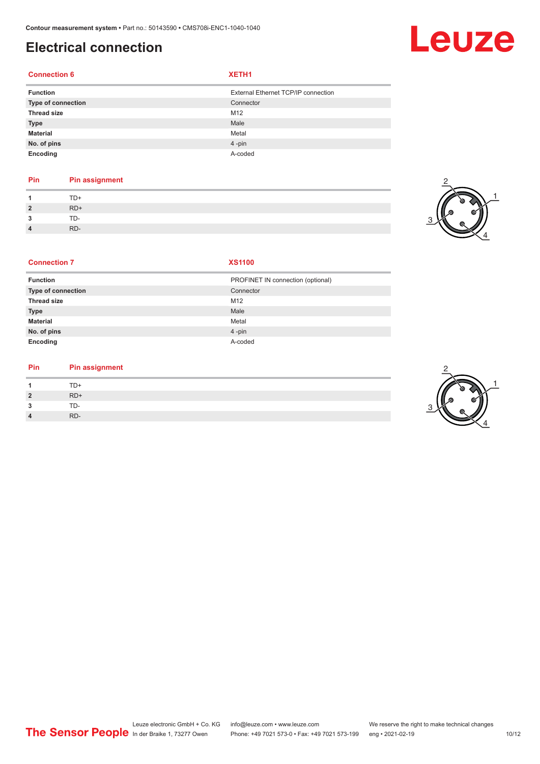# Electrical connection

| Connection 6 | XETH1 |
|---|---|
| **Function** | External Ethernet TCP/IP connection |
| **Type of connection** | Connector |
| **Thread size** | M12 |
| **Type** | Male |
| **Material** | Metal |
| **No. of pins** | 4 -pin |
| **Encoding** | A-coded |

| Pin | Pin assignment |
|---|---|
| **1** | TD+ |
| **2** | RD+ |
| **3** | TD- |
| **4** | RD- |

| Connection 7 | XS1100 |
|---|---|
| **Function** | PROFINET IN connection (optional) |
| **Type of connection** | Connector |
| **Thread size** | M12 |
| **Type** | Male |
| **Material** | Metal |
| **No. of pins** | 4 -pin |
| **Encoding** | A-coded |

| Pin | Pin assignment |
|---|---|
| **1** | TD+ |
| **2** | RD+ |
| **3** | TD- |
| **4** | RD- |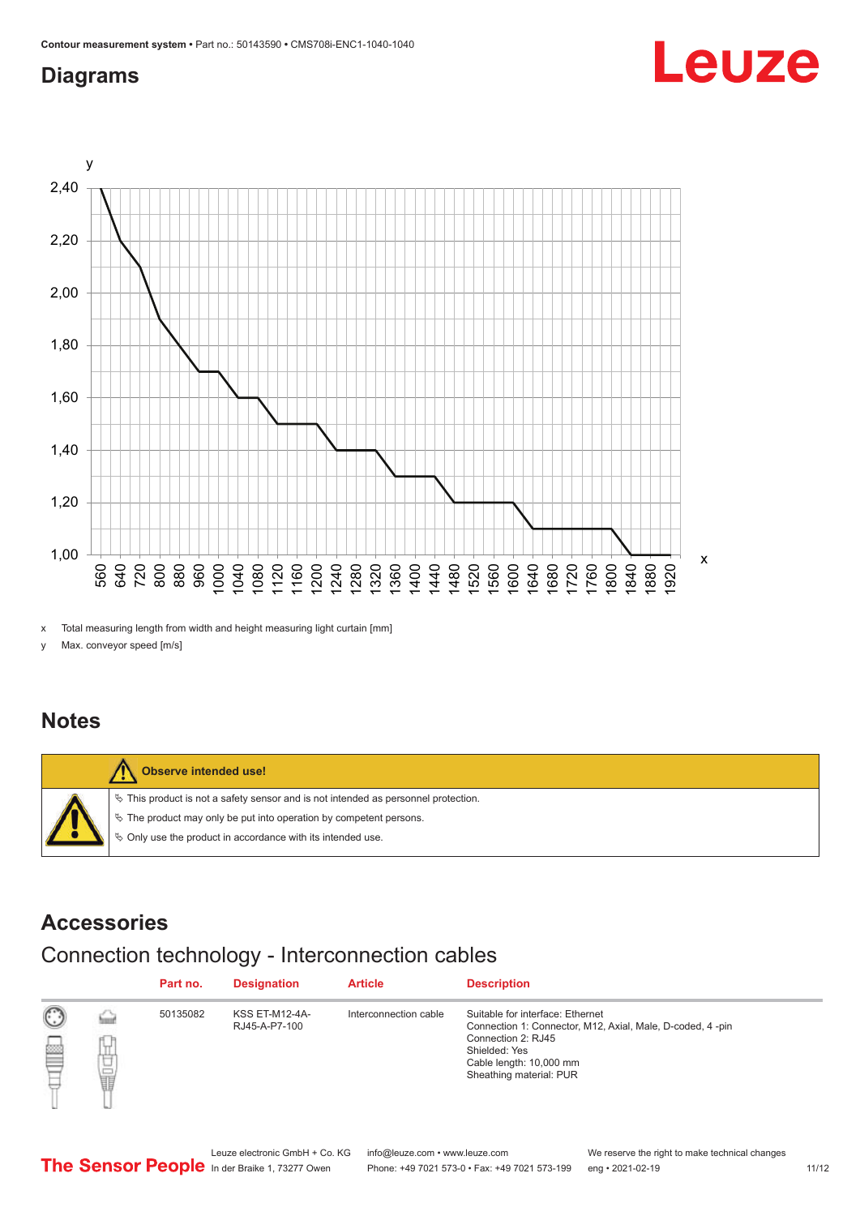## Diagrams

x Total measuring length from width and height measuring light curtain [mm]

y Max. conveyor speed [m/s]

## Notes

**Observe intended use!**

- ♦ This product is not a safety sensor and is not intended as personnel protection.
- ♦ The product may only be put into operation by competent persons.
- ♦ Only use the product in accordance with its intended use.

## Accessories

### Connection technology - Interconnection cables

| | Part no. | Designation | Article | Description |
|---|---|---|---|---|
| | 50135082 | KSS ET-M12-4A-RJ45-A-P7-100 | Interconnection cable | Suitable for interface: Ethernet<br>Connection 1: Connector, M12, Axial, Male, D-coded, 4 -pin<br>Connection 2: RJ45<br>Shielded: Yes<br>Cable length: 10,000 mm<br>Sheathing material: PUR |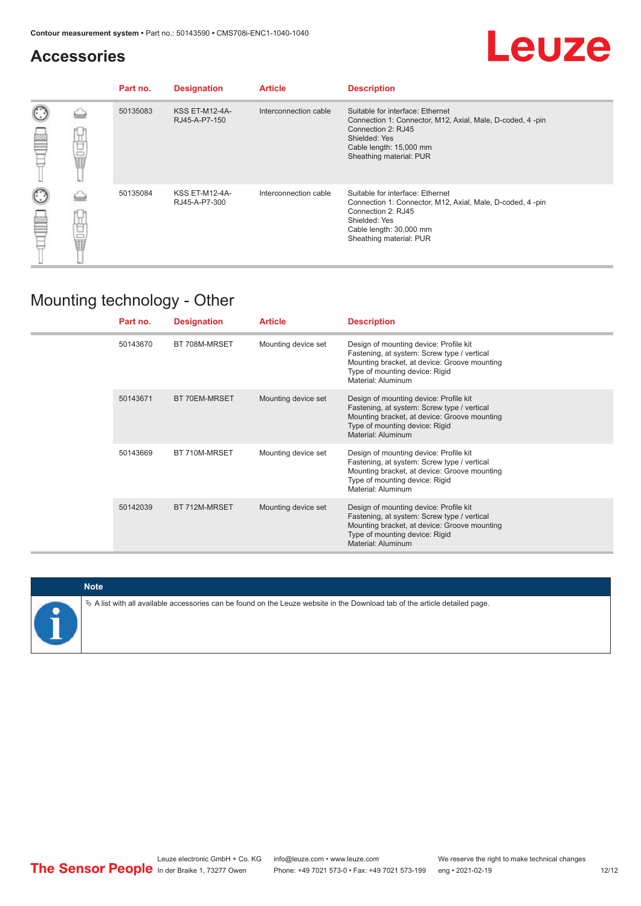## Accessories

| Part no. | Designation | Article | Description |
|---|---|---|---|
| 50135083 | KSS ET-M12-4A-RJ45-A-P7-150 | Interconnection cable | Suitable for interface: Ethernet<br>Connection 1: Connector, M12, Axial, Male, D-coded, 4 -pin<br>Connection 2: RJ45<br>Shielded: Yes<br>Cable length: 15,000 mm<br>Sheathing material: PUR |
| 50135084 | KSS ET-M12-4A-RJ45-A-P7-300 | Interconnection cable | Suitable for interface: Ethernet<br>Connection 1: Connector, M12, Axial, Male, D-coded, 4 -pin<br>Connection 2: RJ45<br>Shielded: Yes<br>Cable length: 30,000 mm<br>Sheathing material: PUR |

# Mounting technology - Other

| Part no. | Designation | Article | Description |
|---|---|---|---|
| 50143670 | BT 708M-MRSET | Mounting device set | Design of mounting device: Profile kit<br>Fastening, at system: Screw type / vertical<br>Mounting bracket, at device: Groove mounting<br>Type of mounting device: Rigid<br>Material: Aluminum |
| 50143671 | BT 70EM-MRSET | Mounting device set | Design of mounting device: Profile kit<br>Fastening, at system: Screw type / vertical<br>Mounting bracket, at device: Groove mounting<br>Type of mounting device: Rigid<br>Material: Aluminum |
| 50143669 | BT 710M-MRSET | Mounting device set | Design of mounting device: Profile kit<br>Fastening, at system: Screw type / vertical<br>Mounting bracket, at device: Groove mounting<br>Type of mounting device: Rigid<br>Material: Aluminum |
| 50142039 | BT 712M-MRSET | Mounting device set | Design of mounting device: Profile kit<br>Fastening, at system: Screw type / vertical<br>Mounting bracket, at device: Groove mounting<br>Type of mounting device: Rigid<br>Material: Aluminum |

**Note**

↻ A list with all available accessories can be found on the Leuze website in the Download tab of the article detailed page.